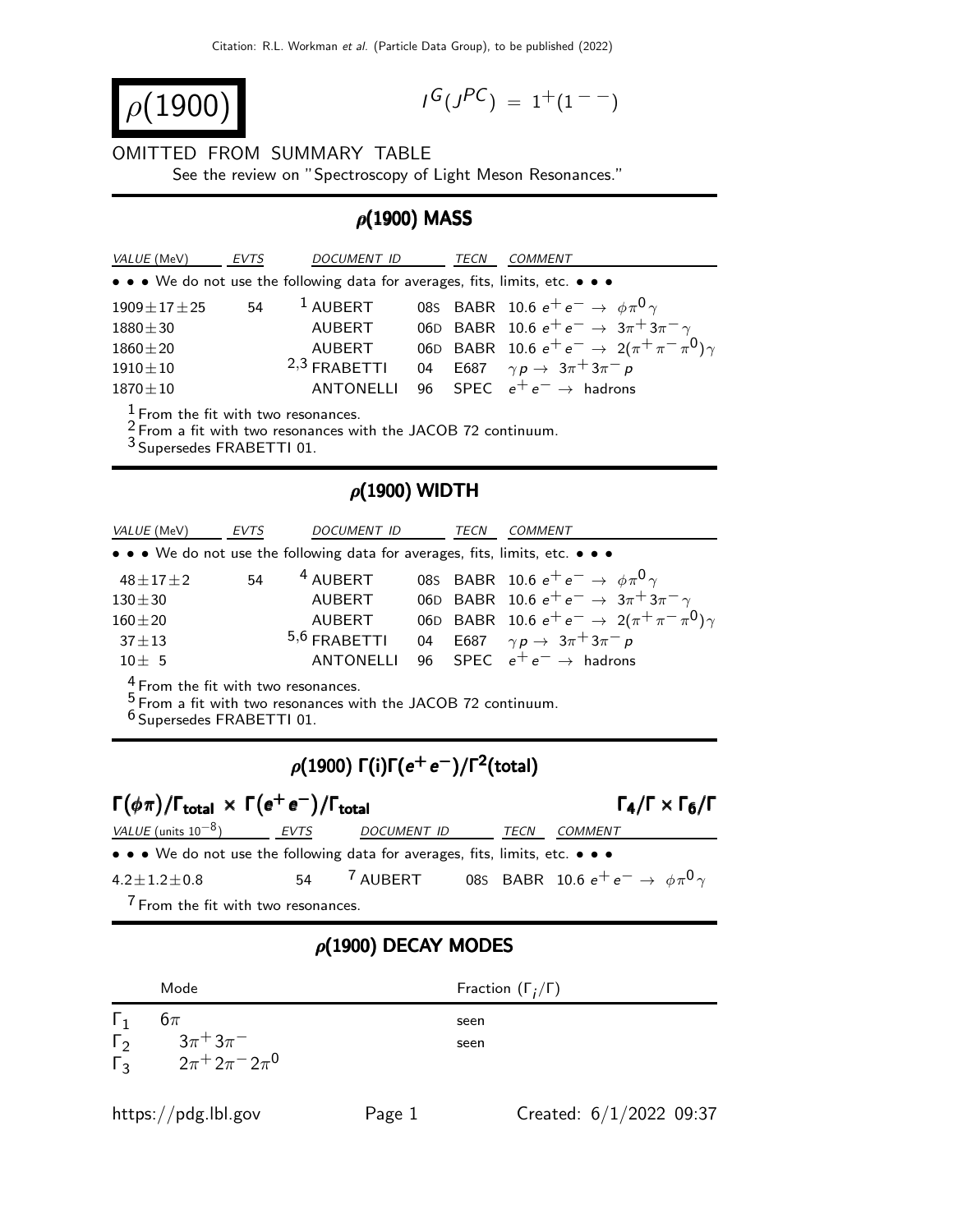# $\rho(1900)$

$I^G(J^{PC}) = 1^+(1^{--})$

OMITTED FROM SUMMARY TABLE

See the review on "Spectroscopy of Light Meson Resonances."

## $\rho$(1900) MASS

| VALUE (MeV) | EVTS | DOCUMENT ID | | TECN | COMMENT |
|---|---|---|---|---|---|
| • • • We do not use the following data for averages, fits, limits, etc. • • • | | | | | |
| $1909 \pm 17 \pm 25$ | 54 | [1] AUBERT | 08S | BABR | 10.6 $e^+e^- \rightarrow \phi\pi^0\gamma$ |
| $1880 \pm 30$ | | AUBERT | 06D | BABR | 10.6 $e^+e^- \rightarrow 3\pi^+3\pi^-\gamma$ |
| $1860 \pm 20$ | | AUBERT | 06D | BABR | 10.6 $e^+e^- \rightarrow 2(\pi^+\pi^-\pi^0)\gamma$ |
| $1910 \pm 10$ | | [2,3] FRABETTI | 04 | E687 | $\gamma p \rightarrow 3\pi^+3\pi^- p$ |
| $1870 \pm 10$ | | ANTONELLI | 96 | SPEC | $e^+e^- \rightarrow$ hadrons |

[1] From the fit with two resonances.
[2] From a fit with two resonances with the JACOB 72 continuum.
[3] Supersedes FRABETTI 01.

## $\rho$(1900) WIDTH

| VALUE (MeV) | EVTS | DOCUMENT ID | | TECN | COMMENT |
|---|---|---|---|---|---|
| • • • We do not use the following data for averages, fits, limits, etc. • • • | | | | | |
| $48 \pm 17 \pm 2$ | 54 | [4] AUBERT | 08S | BABR | 10.6 $e^+e^- \rightarrow \phi\pi^0\gamma$ |
| $130 \pm 30$ | | AUBERT | 06D | BABR | 10.6 $e^+e^- \rightarrow 3\pi^+3\pi^-\gamma$ |
| $160 \pm 20$ | | AUBERT | 06D | BABR | 10.6 $e^+e^- \rightarrow 2(\pi^+\pi^-\pi^0)\gamma$ |
| $37 \pm 13$ | | [5,6] FRABETTI | 04 | E687 | $\gamma p \rightarrow 3\pi^+3\pi^- p$ |
| $10 \pm 5$ | | ANTONELLI | 96 | SPEC | $e^+e^- \rightarrow$ hadrons |

[4] From the fit with two resonances.
[5] From a fit with two resonances with the JACOB 72 continuum.
[6] Supersedes FRABETTI 01.

## $\rho$(1900) $\Gamma(i)\Gamma(e^+e^-)/\Gamma^2$(total)

### $\Gamma(\phi\pi)/\Gamma_{\text{total}} \times \Gamma(e^+e^-)/\Gamma_{\text{total}}$ — $\Gamma_4/\Gamma \times \Gamma_6/\Gamma$

| VALUE (units $10^{-8}$) | EVTS | DOCUMENT ID | | TECN | COMMENT |
|---|---|---|---|---|---|
| • • • We do not use the following data for averages, fits, limits, etc. • • • | | | | | |
| $4.2 \pm 1.2 \pm 0.8$ | 54 | [7] AUBERT | 08S | BABR | 10.6 $e^+e^- \rightarrow \phi\pi^0\gamma$ |

[7] From the fit with two resonances.

## $\rho$(1900) DECAY MODES

| | Mode | Fraction ($\Gamma_i/\Gamma$) |
|---|---|---|
| $\Gamma_1$ | $6\pi$ | seen |
| $\Gamma_2$ | $3\pi^+3\pi^-$ | seen |
| $\Gamma_3$ | $2\pi^+2\pi^-2\pi^0$ | |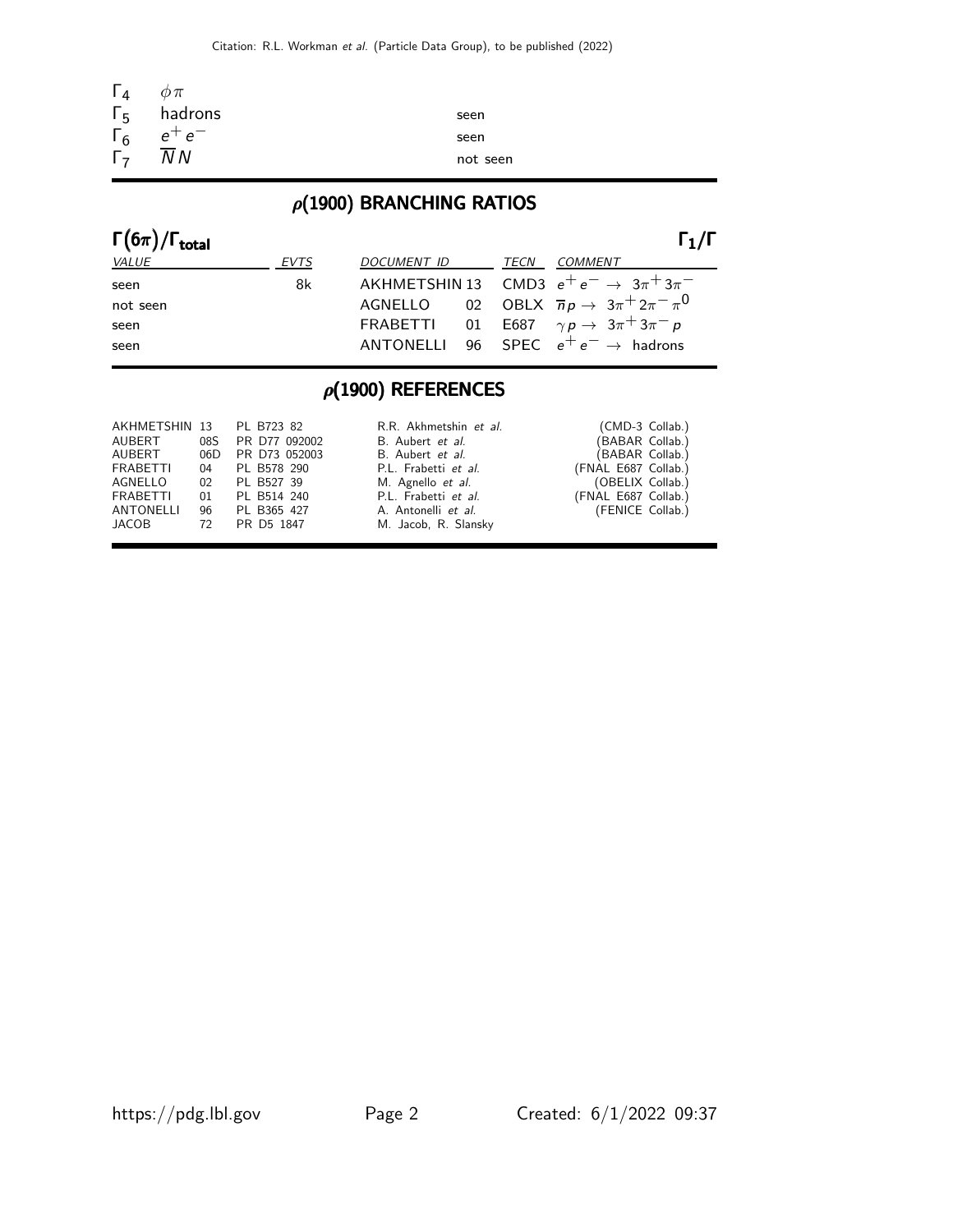| | | |
|---|---|---|
| $\Gamma_4$ | $\phi\pi$ | |
| $\Gamma_5$ | hadrons | seen |
| $\Gamma_6$ | $e^+e^-$ | seen |
| $\Gamma_7$ | $\overline{N}N$ | not seen |

## $\rho$(1900) BRANCHING RATIOS

**$\Gamma(6\pi)/\Gamma_{\text{total}}$** $\Gamma_1/\Gamma$

| *VALUE* | *EVTS* | *DOCUMENT ID* | | *TECN* | *COMMENT* |
|---|---|---|---|---|---|
| seen | 8k | AKHMETSHIN | 13 | CMD3 | $e^+e^- \rightarrow 3\pi^+3\pi^-$ |
| not seen | | AGNELLO | 02 | OBLX | $\overline{n}p \rightarrow 3\pi^+2\pi^-\pi^0$ |
| seen | | FRABETTI | 01 | E687 | $\gamma p \rightarrow 3\pi^+3\pi^- p$ |
| seen | | ANTONELLI | 96 | SPEC | $e^+e^- \rightarrow$ hadrons |

## $\rho$(1900) REFERENCES

| | | | | |
|---|---|---|---|---|
| AKHMETSHIN | 13 | PL B723 82 | R.R. Akhmetshin *et al.* | (CMD-3 Collab.) |
| AUBERT | 08S | PR D77 092002 | B. Aubert *et al.* | (BABAR Collab.) |
| AUBERT | 06D | PR D73 052003 | B. Aubert *et al.* | (BABAR Collab.) |
| FRABETTI | 04 | PL B578 290 | P.L. Frabetti *et al.* | (FNAL E687 Collab.) |
| AGNELLO | 02 | PL B527 39 | M. Agnello *et al.* | (OBELIX Collab.) |
| FRABETTI | 01 | PL B514 240 | P.L. Frabetti *et al.* | (FNAL E687 Collab.) |
| ANTONELLI | 96 | PL B365 427 | A. Antonelli *et al.* | (FENICE Collab.) |
| JACOB | 72 | PR D5 1847 | M. Jacob, R. Slansky | |